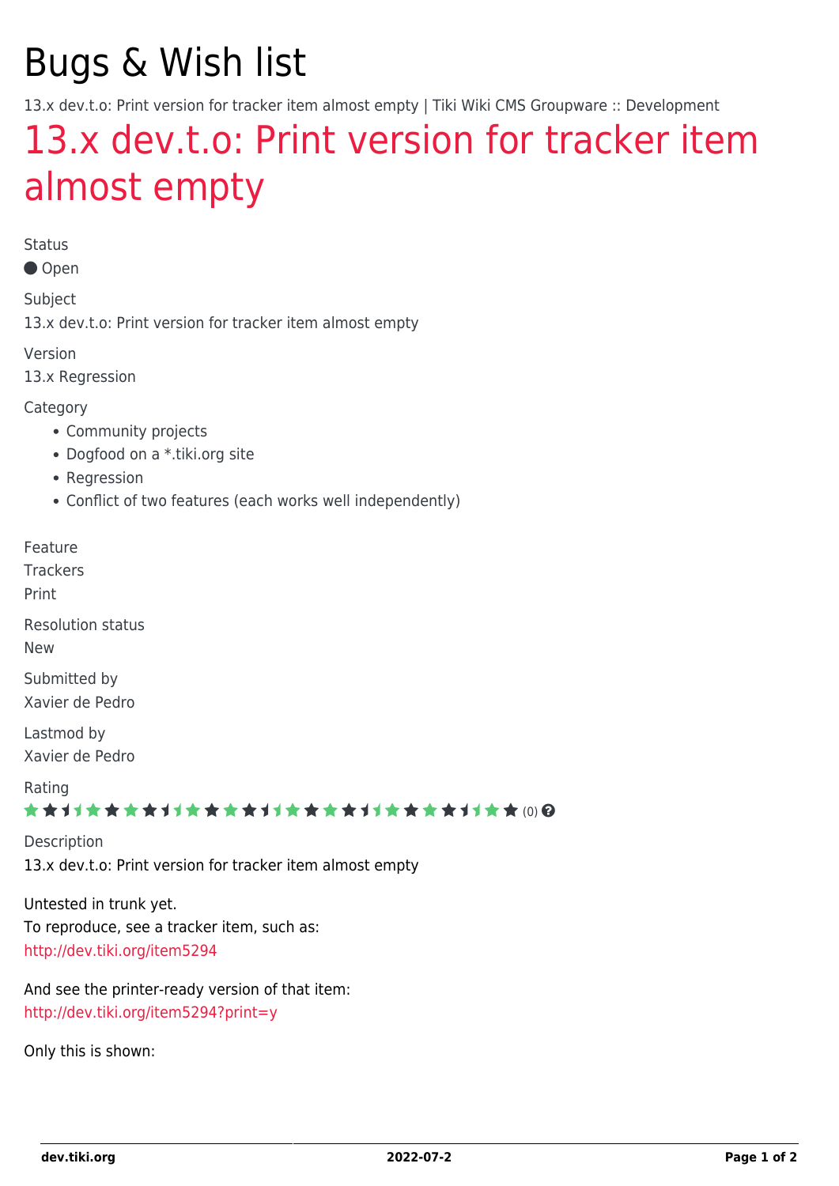# Bugs & Wish list

13.x dev.t.o: Print version for tracker item almost empty | Tiki Wiki CMS Groupware :: Development

## 13.x dev.t.o: Print version for tracker item almost empty

Status

Open

Subject

13.x dev.t.o: Print version for tracker item almost empty

Version

13.x Regression

Category

- Community projects
- Dogfood on a *.tiki.org site
- Regression
- Conflict of two features (each works well independently)

Feature

Trackers

Print

Resolution status

New

Submitted by

Xavier de Pedro

Lastmod by

Xavier de Pedro

Rating

(0)

Description

13.x dev.t.o: Print version for tracker item almost empty

Untested in trunk yet.
To reproduce, see a tracker item, such as:
http://dev.tiki.org/item5294

And see the printer-ready version of that item:
http://dev.tiki.org/item5294?print=y

Only this is shown: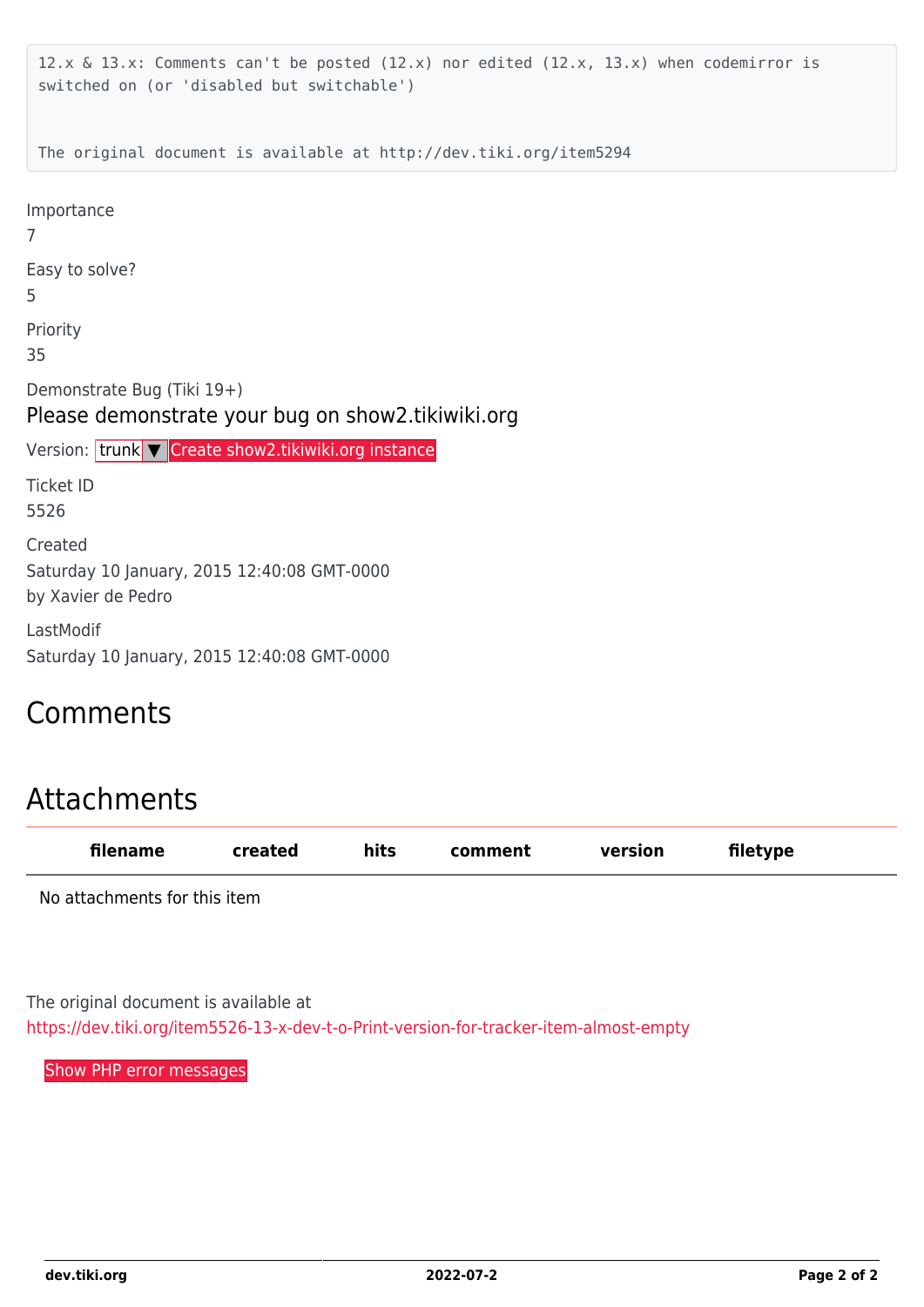```
12.x & 13.x: Comments can't be posted (12.x) nor edited (12.x, 13.x) when codemirror is
switched on (or 'disabled but switchable')


The original document is available at http://dev.tiki.org/item5294
```

Importance

7

Easy to solve?

5

Priority

35

Demonstrate Bug (Tiki 19+)

Please demonstrate your bug on show2.tikiwiki.org

Version: trunk ▼ Create show2.tikiwiki.org instance

Ticket ID

5526

Created

Saturday 10 January, 2015 12:40:08 GMT-0000

by Xavier de Pedro

LastModif

Saturday 10 January, 2015 12:40:08 GMT-0000

## Comments

## Attachments

| filename | created | hits | comment | version | filetype |
|---|---|---|---|---|---|
| No attachments for this item | | | | | |

The original document is available at

https://dev.tiki.org/item5526-13-x-dev-t-o-Print-version-for-tracker-item-almost-empty

Show PHP error messages